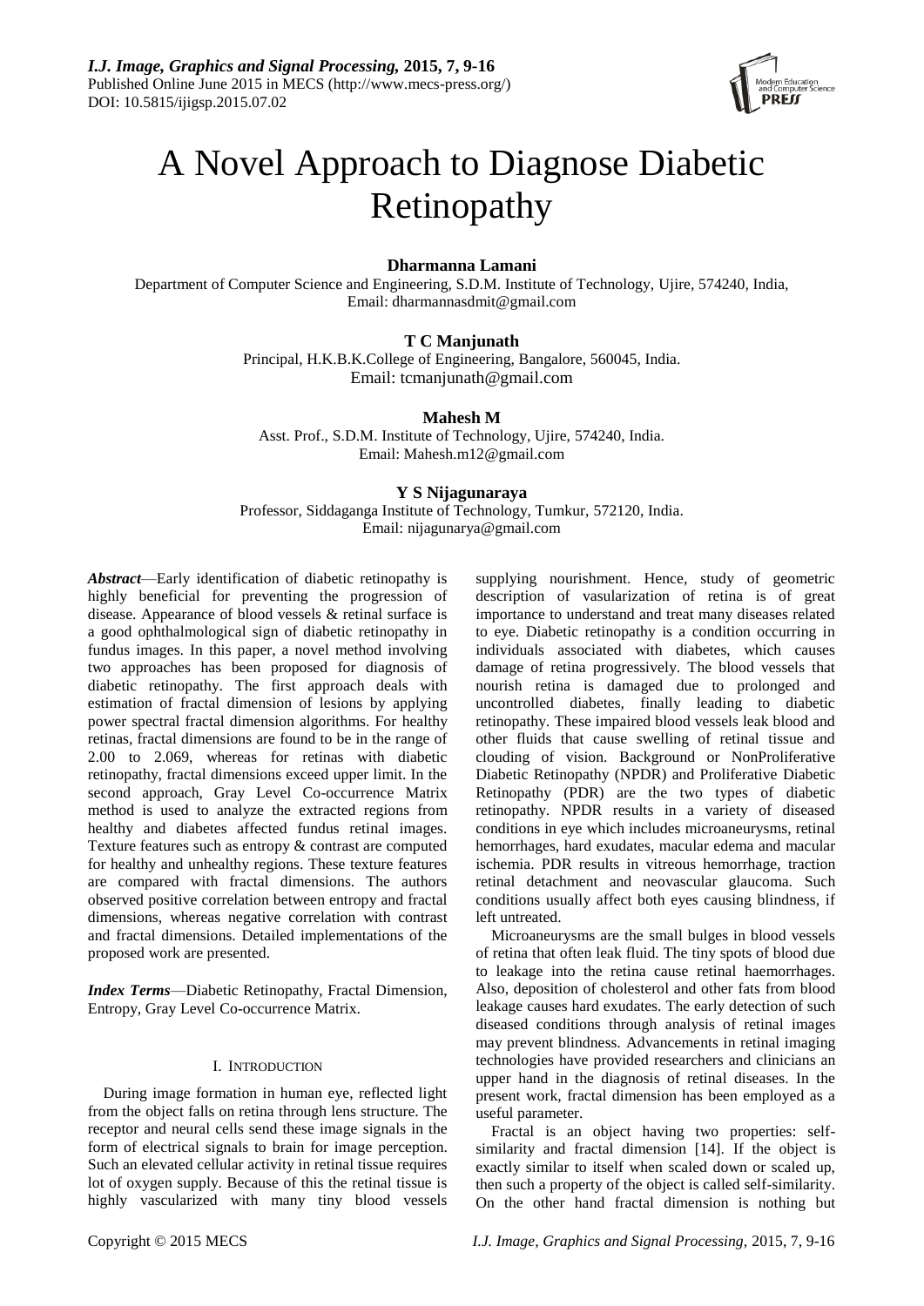# A Novel Approach to Diagnose Diabetic Retinopathy

**Dharmanna Lamani**

Department of Computer Science and Engineering, S.D.M. Institute of Technology, Ujire, 574240, India,
Email: dharmannasdmit@gmail.com

**T C Manjunath**

Principal, H.K.B.K.College of Engineering, Bangalore, 560045, India.
Email: tcmanjunath@gmail.com

**Mahesh M**

Asst. Prof., S.D.M. Institute of Technology, Ujire, 574240, India.
Email: Mahesh.m12@gmail.com

**Y S Nijagunaraya**

Professor, Siddaganga Institute of Technology, Tumkur, 572120, India.
Email: nijagunarya@gmail.com

***Abstract***—Early identification of diabetic retinopathy is highly beneficial for preventing the progression of disease. Appearance of blood vessels & retinal surface is a good ophthalmological sign of diabetic retinopathy in fundus images. In this paper, a novel method involving two approaches has been proposed for diagnosis of diabetic retinopathy. The first approach deals with estimation of fractal dimension of lesions by applying power spectral fractal dimension algorithms. For healthy retinas, fractal dimensions are found to be in the range of 2.00 to 2.069, whereas for retinas with diabetic retinopathy, fractal dimensions exceed upper limit. In the second approach, Gray Level Co-occurrence Matrix method is used to analyze the extracted regions from healthy and diabetes affected fundus retinal images. Texture features such as entropy & contrast are computed for healthy and unhealthy regions. These texture features are compared with fractal dimensions. The authors observed positive correlation between entropy and fractal dimensions, whereas negative correlation with contrast and fractal dimensions. Detailed implementations of the proposed work are presented.

***Index Terms***—Diabetic Retinopathy, Fractal Dimension, Entropy, Gray Level Co-occurrence Matrix.

## I. Introduction

During image formation in human eye, reflected light from the object falls on retina through lens structure. The receptor and neural cells send these image signals in the form of electrical signals to brain for image perception. Such an elevated cellular activity in retinal tissue requires lot of oxygen supply. Because of this the retinal tissue is highly vascularized with many tiny blood vessels supplying nourishment. Hence, study of geometric description of vasularization of retina is of great importance to understand and treat many diseases related to eye. Diabetic retinopathy is a condition occurring in individuals associated with diabetes, which causes damage of retina progressively. The blood vessels that nourish retina is damaged due to prolonged and uncontrolled diabetes, finally leading to diabetic retinopathy. These impaired blood vessels leak blood and other fluids that cause swelling of retinal tissue and clouding of vision. Background or NonProliferative Diabetic Retinopathy (NPDR) and Proliferative Diabetic Retinopathy (PDR) are the two types of diabetic retinopathy. NPDR results in a variety of diseased conditions in eye which includes microaneurysms, retinal hemorrhages, hard exudates, macular edema and macular ischemia. PDR results in vitreous hemorrhage, traction retinal detachment and neovascular glaucoma. Such conditions usually affect both eyes causing blindness, if left untreated.

Microaneurysms are the small bulges in blood vessels of retina that often leak fluid. The tiny spots of blood due to leakage into the retina cause retinal haemorrhages. Also, deposition of cholesterol and other fats from blood leakage causes hard exudates. The early detection of such diseased conditions through analysis of retinal images may prevent blindness. Advancements in retinal imaging technologies have provided researchers and clinicians an upper hand in the diagnosis of retinal diseases. In the present work, fractal dimension has been employed as a useful parameter.

Fractal is an object having two properties: self-similarity and fractal dimension [14]. If the object is exactly similar to itself when scaled down or scaled up, then such a property of the object is called self-similarity. On the other hand fractal dimension is nothing but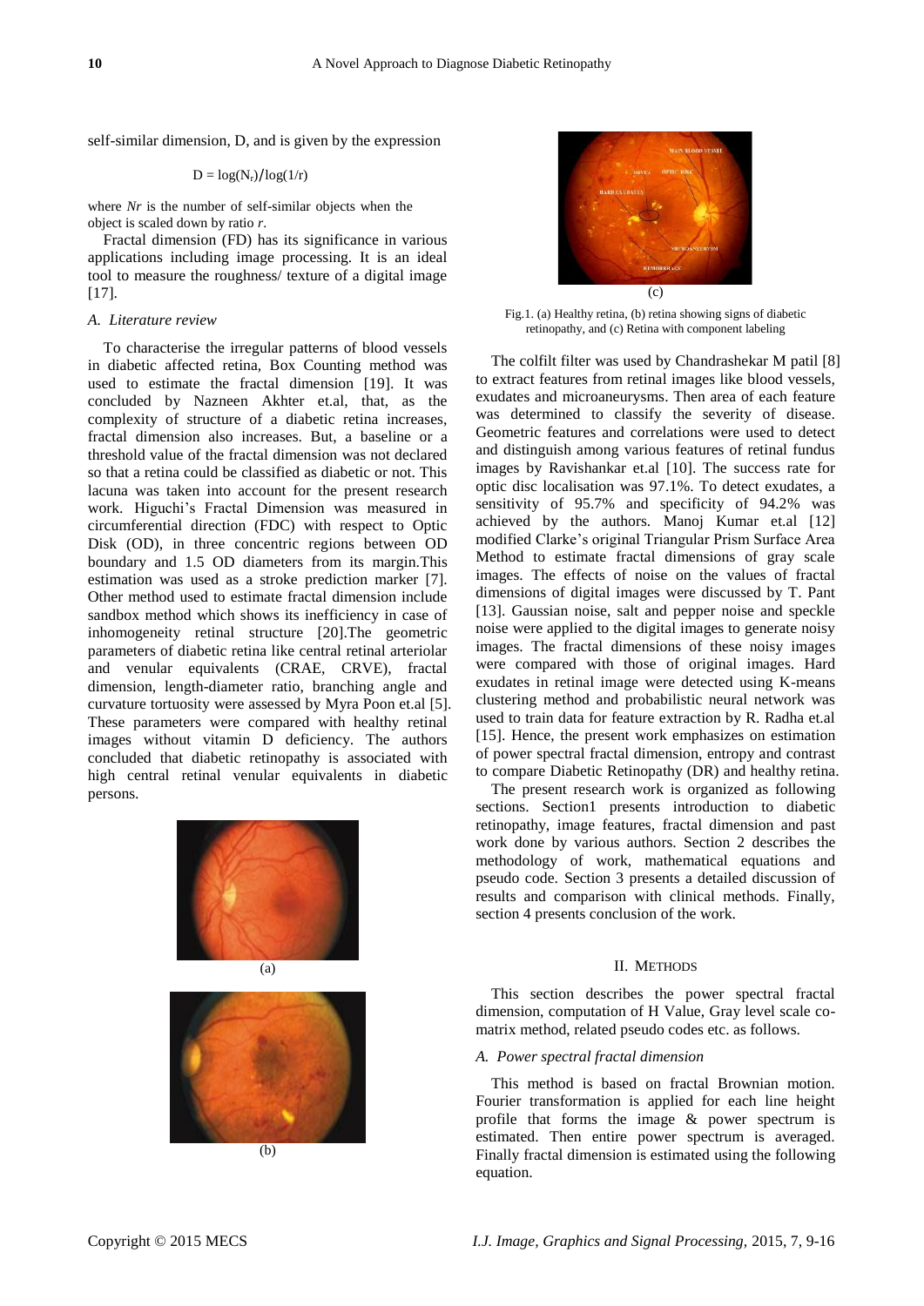self-similar dimension, D, and is given by the expression

$$D = \log(N_r)/\log(1/r)$$

where $N_r$ is the number of self-similar objects when the object is scaled down by ratio $r$.

Fractal dimension (FD) has its significance in various applications including image processing. It is an ideal tool to measure the roughness/ texture of a digital image [17].

### *A. Literature review*

To characterise the irregular patterns of blood vessels in diabetic affected retina, Box Counting method was used to estimate the fractal dimension [19]. It was concluded by Nazneen Akhter et.al, that, as the complexity of structure of a diabetic retina increases, fractal dimension also increases. But, a baseline or a threshold value of the fractal dimension was not declared so that a retina could be classified as diabetic or not. This lacuna was taken into account for the present research work. Higuchi's Fractal Dimension was measured in circumferential direction (FDC) with respect to Optic Disk (OD), in three concentric regions between OD boundary and 1.5 OD diameters from its margin.This estimation was used as a stroke prediction marker [7]. Other method used to estimate fractal dimension include sandbox method which shows its inefficiency in case of inhomogeneity retinal structure [20].The geometric parameters of diabetic retina like central retinal arteriolar and venular equivalents (CRAE, CRVE), fractal dimension, length-diameter ratio, branching angle and curvature tortuosity were assessed by Myra Poon et.al [5]. These parameters were compared with healthy retinal images without vitamin D deficiency. The authors concluded that diabetic retinopathy is associated with high central retinal venular equivalents in diabetic persons.

(a)

(b)

(c)

Fig.1. (a) Healthy retina, (b) retina showing signs of diabetic retinopathy, and (c) Retina with component labeling

The colfilt filter was used by Chandrashekar M patil [8] to extract features from retinal images like blood vessels, exudates and microaneurysms. Then area of each feature was determined to classify the severity of disease. Geometric features and correlations were used to detect and distinguish among various features of retinal fundus images by Ravishankar et.al [10]. The success rate for optic disc localisation was 97.1%. To detect exudates, a sensitivity of 95.7% and specificity of 94.2% was achieved by the authors. Manoj Kumar et.al [12] modified Clarke's original Triangular Prism Surface Area Method to estimate fractal dimensions of gray scale images. The effects of noise on the values of fractal dimensions of digital images were discussed by T. Pant [13]. Gaussian noise, salt and pepper noise and speckle noise were applied to the digital images to generate noisy images. The fractal dimensions of these noisy images were compared with those of original images. Hard exudates in retinal image were detected using K-means clustering method and probabilistic neural network was used to train data for feature extraction by R. Radha et.al [15]. Hence, the present work emphasizes on estimation of power spectral fractal dimension, entropy and contrast to compare Diabetic Retinopathy (DR) and healthy retina.

The present research work is organized as following sections. Section1 presents introduction to diabetic retinopathy, image features, fractal dimension and past work done by various authors. Section 2 describes the methodology of work, mathematical equations and pseudo code. Section 3 presents a detailed discussion of results and comparison with clinical methods. Finally, section 4 presents conclusion of the work.

## II. Methods

This section describes the power spectral fractal dimension, computation of H Value, Gray level scale co-matrix method, related pseudo codes etc. as follows.

### *A. Power spectral fractal dimension*

This method is based on fractal Brownian motion. Fourier transformation is applied for each line height profile that forms the image & power spectrum is estimated. Then entire power spectrum is averaged. Finally fractal dimension is estimated using the following equation.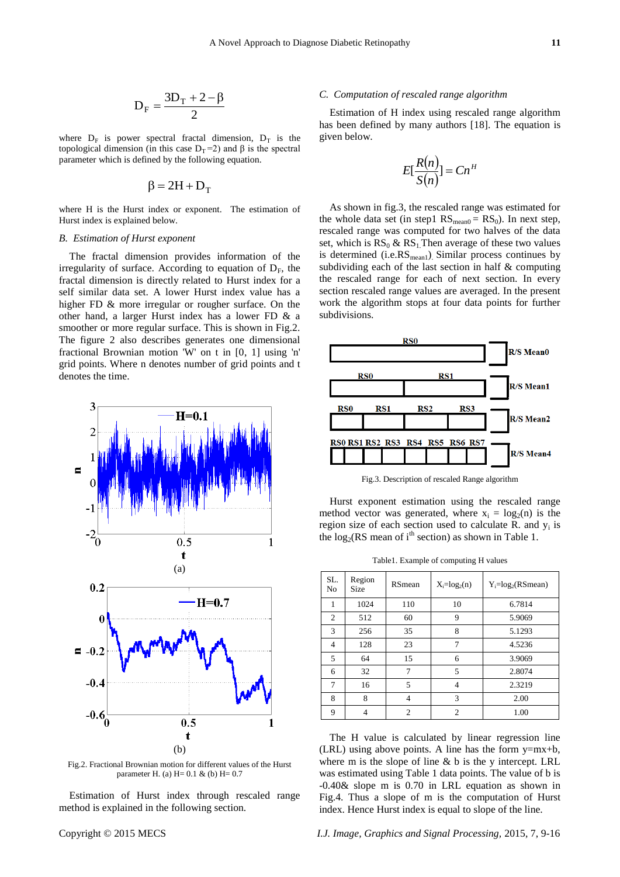$$D_F = \frac{3D_T + 2 - \beta}{2}$$

where $D_F$ is power spectral fractal dimension, $D_T$ is the topological dimension (in this case $D_T$=2) and β is the spectral parameter which is defined by the following equation.

$$\beta = 2H + D_T$$

where H is the Hurst index or exponent. The estimation of Hurst index is explained below.

### *B. Estimation of Hurst exponent*

The fractal dimension provides information of the irregularity of surface. According to equation of $D_F$, the fractal dimension is directly related to Hurst index for a self similar data set. A lower Hurst index value has a higher FD & more irregular or rougher surface. On the other hand, a larger Hurst index has a lower FD & a smoother or more regular surface. This is shown in Fig.2. The figure 2 also describes generates one dimensional fractional Brownian motion 'W' on t in [0, 1] using 'n' grid points. Where n denotes number of grid points and t denotes the time.

Fig.2. Fractional Brownian motion for different values of the Hurst parameter H. (a) H= 0.1 & (b) H= 0.7

Estimation of Hurst index through rescaled range method is explained in the following section.

### *C. Computation of rescaled range algorithm*

Estimation of H index using rescaled range algorithm has been defined by many authors [18]. The equation is given below.

$$E\left[\frac{R(n)}{S(n)}\right] = Cn^H$$

As shown in fig.3, the rescaled range was estimated for the whole data set (in step1 $RS_{mean0} = RS_0$). In next step, rescaled range was computed for two halves of the data set, which is $RS_0$ & $RS_1$. Then average of these two values is determined (i.e.$RS_{mean1}$). Similar process continues by subdividing each of the last section in half & computing the rescaled range for each of next section. In every section rescaled range values are averaged. In the present work the algorithm stops at four data points for further subdivisions.

Fig.3. Description of rescaled Range algorithm

Hurst exponent estimation using the rescaled range method vector was generated, where $x_i = \log_2(n)$ is the region size of each section used to calculate R. and $y_i$ is the $\log_2$(RS mean of $i^{th}$ section) as shown in Table 1.

Table1. Example of computing H values

| SL. No | Region Size | RSmean | $X_i=\log_2(n)$ | $Y_i=\log_2(RSmean)$ |
|---|---|---|---|---|
| 1 | 1024 | 110 | 10 | 6.7814 |
| 2 | 512 | 60 | 9 | 5.9069 |
| 3 | 256 | 35 | 8 | 5.1293 |
| 4 | 128 | 23 | 7 | 4.5236 |
| 5 | 64 | 15 | 6 | 3.9069 |
| 6 | 32 | 7 | 5 | 2.8074 |
| 7 | 16 | 5 | 4 | 2.3219 |
| 8 | 8 | 4 | 3 | 2.00 |
| 9 | 4 | 2 | 2 | 1.00 |

The H value is calculated by linear regression line (LRL) using above points. A line has the form y=mx+b, where m is the slope of line & b is the y intercept. LRL was estimated using Table 1 data points. The value of b is -0.40& slope m is 0.70 in LRL equation as shown in Fig.4. Thus a slope of m is the computation of Hurst index. Hence Hurst index is equal to slope of the line.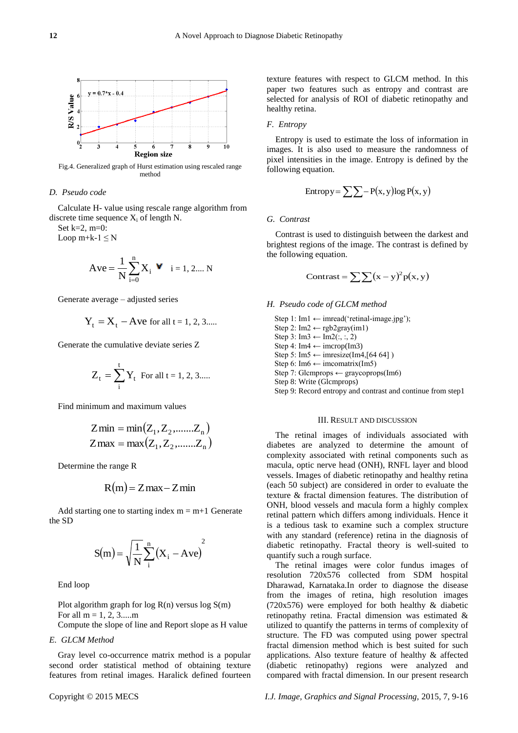Fig.4. Generalized graph of Hurst estimation using rescaled range method

### D. Pseudo code

Calculate H- value using rescale range algorithm from discrete time sequence $X_i$ of length N.

Set k=2, m=0:

Loop $m+k-1 \leq N$

$$Ave = \frac{1}{N}\sum_{i=0}^{n} X_i \quad \forall \quad i = 1, 2.... N$$

Generate average – adjusted series

$$Y_t = X_t - Ave \text{ for all } t = 1, 2, 3.....$$

Generate the cumulative deviate series Z

$$Z_t = \sum_{i}^{t} Y_t \text{ For all } t = 1, 2, 3.....$$

Find minimum and maximum values

$$Z\min = \min(Z_1, Z_2, .......Z_n)$$
$$Z\max = \max(Z_1, Z_2, .......Z_n)$$

Determine the range R

$$R(m) = Z\max - Z\min$$

Add starting one to starting index m = m+1 Generate the SD

$$S(m) = \sqrt{\frac{1}{N}\sum_{i}^{n}(X_i - Ave)^2}$$

End loop

Plot algorithm graph for log R(n) versus log S(m)

For all m = 1, 2, 3.....m

Compute the slope of line and Report slope as H value

### E. GLCM Method

Gray level co-occurrence matrix method is a popular second order statistical method of obtaining texture features from retinal images. Haralick defined fourteen texture features with respect to GLCM method. In this paper two features such as entropy and contrast are selected for analysis of ROI of diabetic retinopathy and healthy retina.

### F. Entropy

Entropy is used to estimate the loss of information in images. It is also used to measure the randomness of pixel intensities in the image. Entropy is defined by the following equation.

$$\text{Entropy} = \sum\sum -P(x, y)\log P(x, y)$$

### G. Contrast

Contrast is used to distinguish between the darkest and brightest regions of the image. The contrast is defined by the following equation.

$$\text{Contrast} = \sum\sum (x - y)^2 p(x, y)$$

### H. Pseudo code of GLCM method

Step 1: Im1 ← imread('retinal-image.jpg');
Step 2: Im2 ← rgb2gray(im1)
Step 3: Im3 ← Im2(:, :, 2)
Step 4: Im4 ← imcrop(Im3)
Step 5: Im5 ← imresize(Im4,[64 64] )
Step 6: Im6 ← imcomatrix(Im5)
Step 7: Glcmprops ← graycoprops(Im6)
Step 8: Write (Glcmprops)
Step 9: Record entropy and contrast and continue from step1

## III. Result and Discussion

The retinal images of individuals associated with diabetes are analyzed to determine the amount of complexity associated with retinal components such as macula, optic nerve head (ONH), RNFL layer and blood vessels. Images of diabetic retinopathy and healthy retina (each 50 subject) are considered in order to evaluate the texture & fractal dimension features. The distribution of ONH, blood vessels and macula form a highly complex retinal pattern which differs among individuals. Hence it is a tedious task to examine such a complex structure with any standard (reference) retina in the diagnosis of diabetic retinopathy. Fractal theory is well-suited to quantify such a rough surface.

The retinal images were color fundus images of resolution 720x576 collected from SDM hospital Dharawad, Karnataka.In order to diagnose the disease from the images of retina, high resolution images (720x576) were employed for both healthy & diabetic retinopathy retina. Fractal dimension was estimated & utilized to quantify the patterns in terms of complexity of structure. The FD was computed using power spectral fractal dimension method which is best suited for such applications. Also texture feature of healthy & affected (diabetic retinopathy) regions were analyzed and compared with fractal dimension. In our present research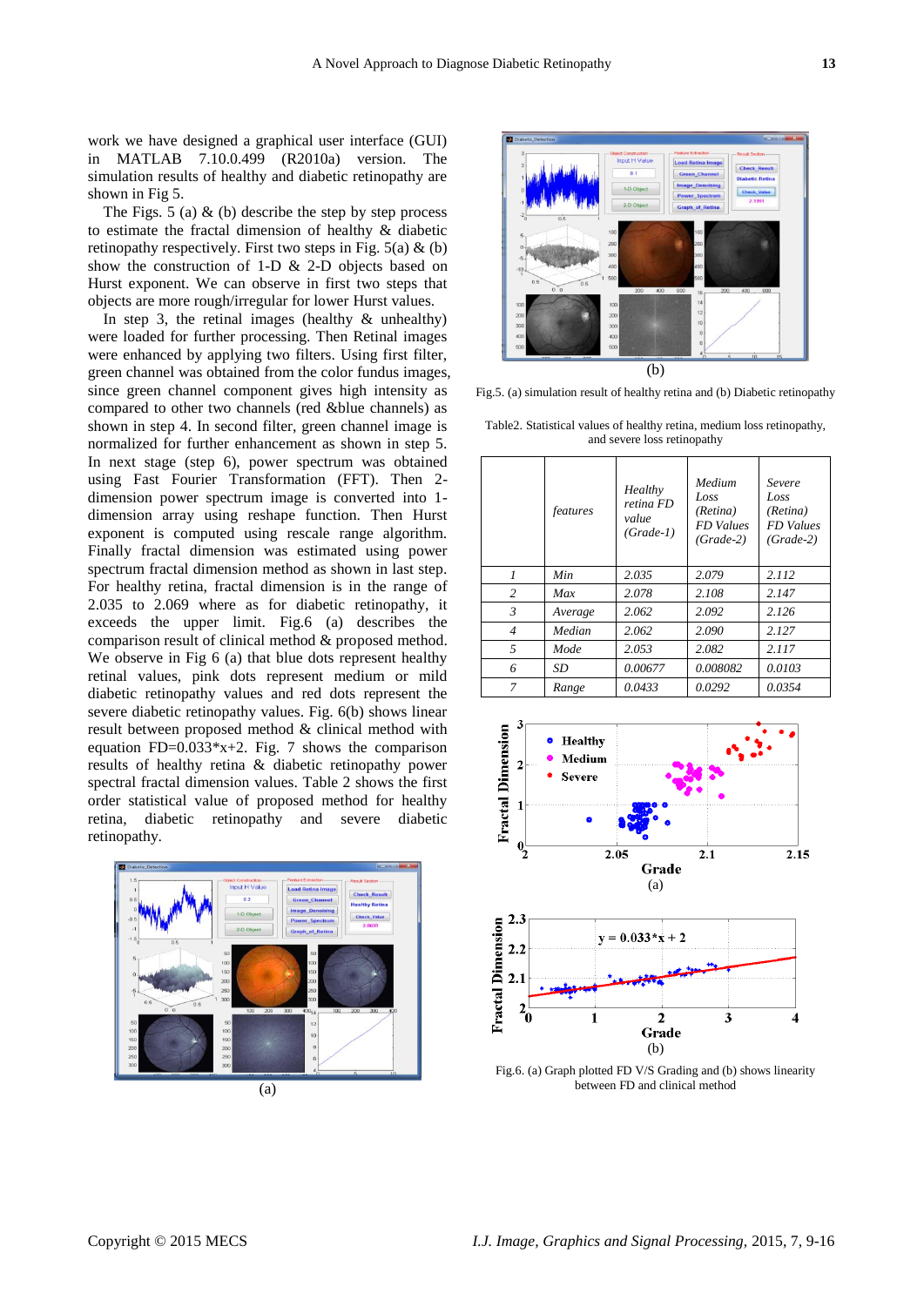work we have designed a graphical user interface (GUI) in MATLAB 7.10.0.499 (R2010a) version. The simulation results of healthy and diabetic retinopathy are shown in Fig 5.

The Figs. 5 (a) & (b) describe the step by step process to estimate the fractal dimension of healthy & diabetic retinopathy respectively. First two steps in Fig. 5(a) & (b) show the construction of 1-D & 2-D objects based on Hurst exponent. We can observe in first two steps that objects are more rough/irregular for lower Hurst values.

In step 3, the retinal images (healthy & unhealthy) were loaded for further processing. Then Retinal images were enhanced by applying two filters. Using first filter, green channel was obtained from the color fundus images, since green channel component gives high intensity as compared to other two channels (red &blue channels) as shown in step 4. In second filter, green channel image is normalized for further enhancement as shown in step 5. In next stage (step 6), power spectrum was obtained using Fast Fourier Transformation (FFT). Then 2-dimension power spectrum image is converted into 1-dimension array using reshape function. Then Hurst exponent is computed using rescale range algorithm. Finally fractal dimension was estimated using power spectrum fractal dimension method as shown in last step. For healthy retina, fractal dimension is in the range of 2.035 to 2.069 where as for diabetic retinopathy, it exceeds the upper limit. Fig.6 (a) describes the comparison result of clinical method & proposed method. We observe in Fig 6 (a) that blue dots represent healthy retinal values, pink dots represent medium or mild diabetic retinopathy values and red dots represent the severe diabetic retinopathy values. Fig. 6(b) shows linear result between proposed method & clinical method with equation FD=0.033*x+2. Fig. 7 shows the comparison results of healthy retina & diabetic retinopathy power spectral fractal dimension values. Table 2 shows the first order statistical value of proposed method for healthy retina, diabetic retinopathy and severe diabetic retinopathy.

(a)

(b)

Fig.5. (a) simulation result of healthy retina and (b) Diabetic retinopathy

Table2. Statistical values of healthy retina, medium loss retinopathy, and severe loss retinopathy

| | *features* | *Healthy retina FD value (Grade-1)* | *Medium Loss (Retina) FD Values (Grade-2)* | *Severe Loss (Retina) FD Values (Grade-2)* |
|---|---|---|---|---|
| *1* | *Min* | *2.035* | *2.079* | *2.112* |
| *2* | *Max* | *2.078* | *2.108* | *2.147* |
| *3* | *Average* | *2.062* | *2.092* | *2.126* |
| *4* | *Median* | *2.062* | *2.090* | *2.127* |
| *5* | *Mode* | *2.053* | *2.082* | *2.117* |
| *6* | *SD* | *0.00677* | *0.008082* | *0.0103* |
| *7* | *Range* | *0.0433* | *0.0292* | *0.0354* |

(a)

(b)

Fig.6. (a) Graph plotted FD V/S Grading and (b) shows linearity between FD and clinical method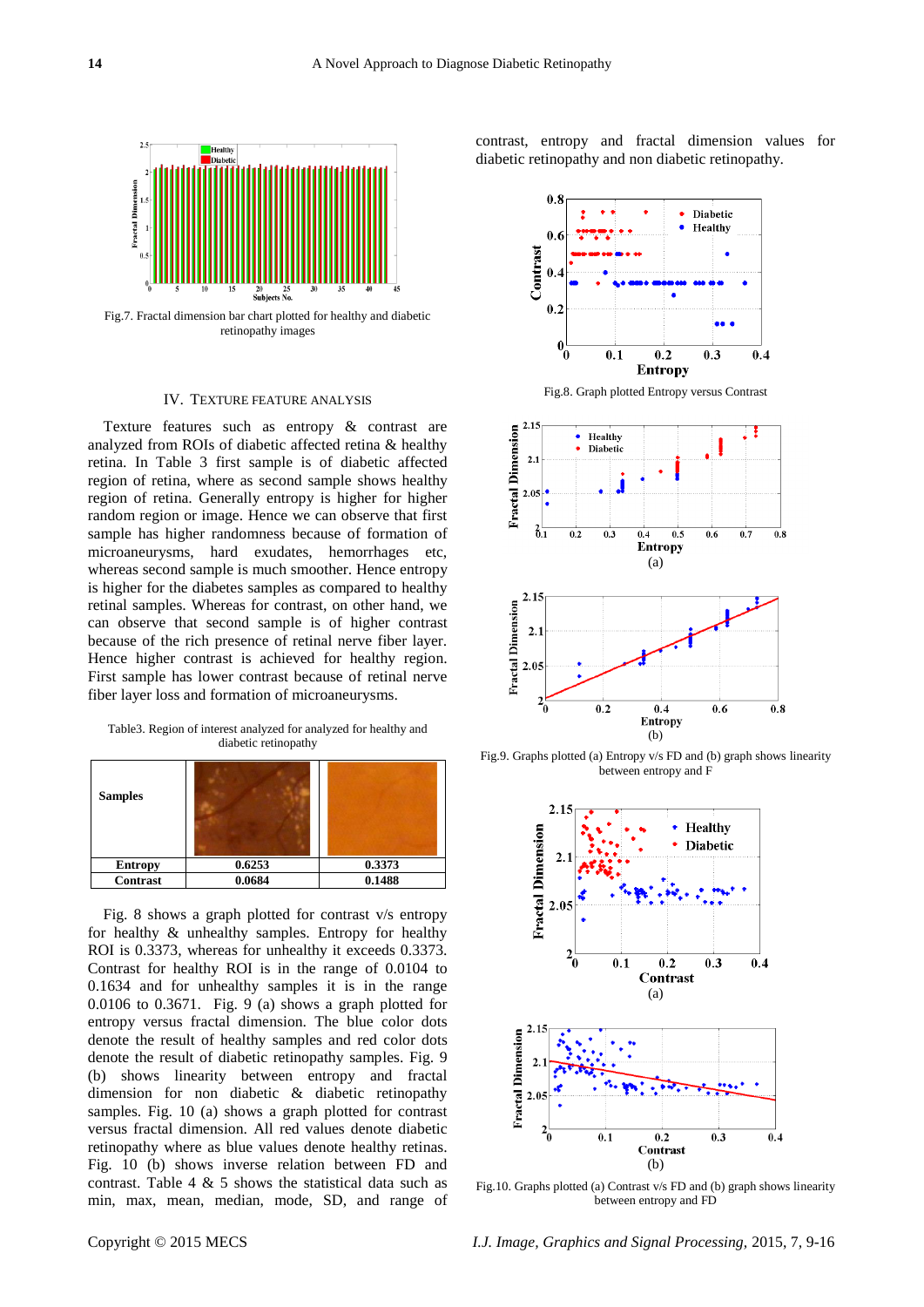Fig.7. Fractal dimension bar chart plotted for healthy and diabetic retinopathy images

## IV. Texture Feature Analysis

Texture features such as entropy & contrast are analyzed from ROIs of diabetic affected retina & healthy retina. In Table 3 first sample is of diabetic affected region of retina, where as second sample shows healthy region of retina. Generally entropy is higher for higher random region or image. Hence we can observe that first sample has higher randomness because of formation of microaneurysms, hard exudates, hemorrhages etc, whereas second sample is much smoother. Hence entropy is higher for the diabetes samples as compared to healthy retinal samples. Whereas for contrast, on other hand, we can observe that second sample is of higher contrast because of the rich presence of retinal nerve fiber layer. Hence higher contrast is achieved for healthy region. First sample has lower contrast because of retinal nerve fiber layer loss and formation of microaneurysms.

Table3. Region of interest analyzed for analyzed for healthy and diabetic retinopathy

| Samples | | |
|---|---|---|
| Entropy | 0.6253 | 0.3373 |
| Contrast | 0.0684 | 0.1488 |

Fig. 8 shows a graph plotted for contrast v/s entropy for healthy & unhealthy samples. Entropy for healthy ROI is 0.3373, whereas for unhealthy it exceeds 0.3373. Contrast for healthy ROI is in the range of 0.0104 to 0.1634 and for unhealthy samples it is in the range 0.0106 to 0.3671. Fig. 9 (a) shows a graph plotted for entropy versus fractal dimension. The blue color dots denote the result of healthy samples and red color dots denote the result of diabetic retinopathy samples. Fig. 9 (b) shows linearity between entropy and fractal dimension for non diabetic & diabetic retinopathy samples. Fig. 10 (a) shows a graph plotted for contrast versus fractal dimension. All red values denote diabetic retinopathy where as blue values denote healthy retinas. Fig. 10 (b) shows inverse relation between FD and contrast. Table 4 & 5 shows the statistical data such as min, max, mean, median, mode, SD, and range of contrast, entropy and fractal dimension values for diabetic retinopathy and non diabetic retinopathy.

Fig.8. Graph plotted Entropy versus Contrast

(a)

(b)

Fig.9. Graphs plotted (a) Entropy v/s FD and (b) graph shows linearity between entropy and F

(a)

(b)

Fig.10. Graphs plotted (a) Contrast v/s FD and (b) graph shows linearity between entropy and FD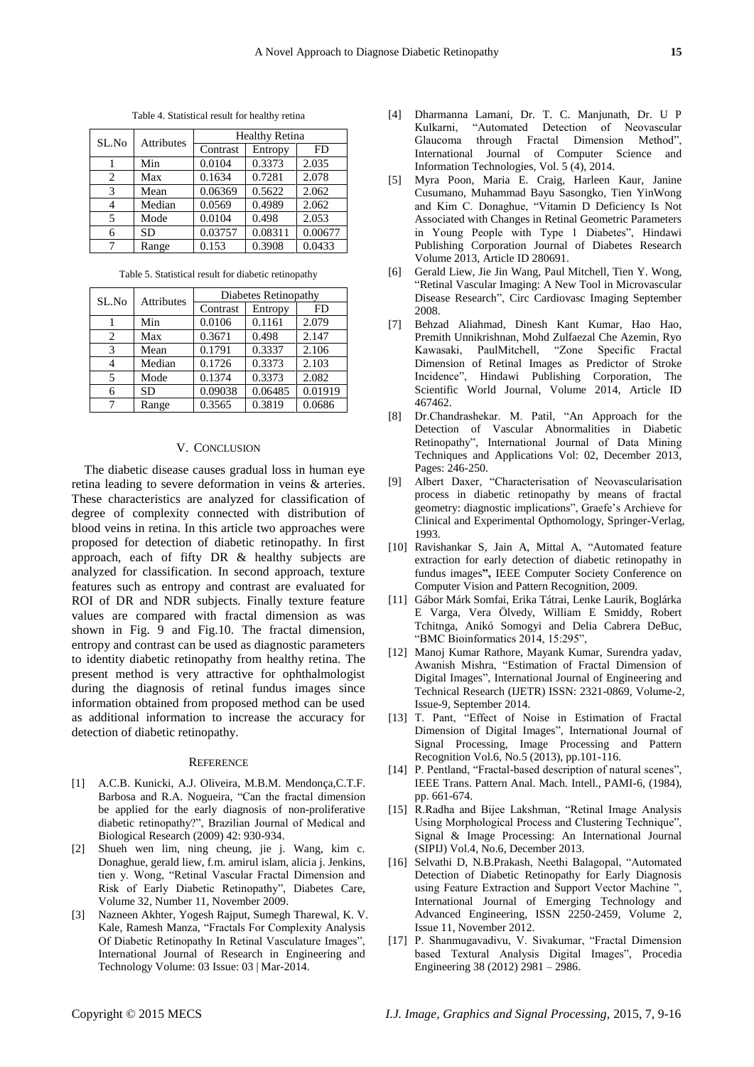Table 4. Statistical result for healthy retina

| SL.No | Attributes | Healthy Retina | | |
|---|---|---|---|---|
| | | Contrast | Entropy | FD |
| 1 | Min | 0.0104 | 0.3373 | 2.035 |
| 2 | Max | 0.1634 | 0.7281 | 2.078 |
| 3 | Mean | 0.06369 | 0.5622 | 2.062 |
| 4 | Median | 0.0569 | 0.4989 | 2.062 |
| 5 | Mode | 0.0104 | 0.498 | 2.053 |
| 6 | SD | 0.03757 | 0.08311 | 0.00677 |
| 7 | Range | 0.153 | 0.3908 | 0.0433 |

Table 5. Statistical result for diabetic retinopathy

| SL.No | Attributes | Diabetes Retinopathy | | |
|---|---|---|---|---|
| | | Contrast | Entropy | FD |
| 1 | Min | 0.0106 | 0.1161 | 2.079 |
| 2 | Max | 0.3671 | 0.498 | 2.147 |
| 3 | Mean | 0.1791 | 0.3337 | 2.106 |
| 4 | Median | 0.1726 | 0.3373 | 2.103 |
| 5 | Mode | 0.1374 | 0.3373 | 2.082 |
| 6 | SD | 0.09038 | 0.06485 | 0.01919 |
| 7 | Range | 0.3565 | 0.3819 | 0.0686 |

## V. Conclusion

The diabetic disease causes gradual loss in human eye retina leading to severe deformation in veins & arteries. These characteristics are analyzed for classification of degree of complexity connected with distribution of blood veins in retina. In this article two approaches were proposed for detection of diabetic retinopathy. In first approach, each of fifty DR & healthy subjects are analyzed for classification. In second approach, texture features such as entropy and contrast are evaluated for ROI of DR and NDR subjects. Finally texture feature values are compared with fractal dimension as was shown in Fig. 9 and Fig.10. The fractal dimension, entropy and contrast can be used as diagnostic parameters to identity diabetic retinopathy from healthy retina. The present method is very attractive for ophthalmologist during the diagnosis of retinal fundus images since information obtained from proposed method can be used as additional information to increase the accuracy for detection of diabetic retinopathy.

## Reference

[1] A.C.B. Kunicki, A.J. Oliveira, M.B.M. Mendonça,C.T.F. Barbosa and R.A. Nogueira, "Can the fractal dimension be applied for the early diagnosis of non-proliferative diabetic retinopathy?", Brazilian Journal of Medical and Biological Research (2009) 42: 930-934.

[2] Shueh wen lim, ning cheung, jie j. Wang, kim c. Donaghue, gerald liew, f.m. amirul islam, alicia j. Jenkins, tien y. Wong, "Retinal Vascular Fractal Dimension and Risk of Early Diabetic Retinopathy", Diabetes Care, Volume 32, Number 11, November 2009.

[3] Nazneen Akhter, Yogesh Rajput, Sumegh Tharewal, K. V. Kale, Ramesh Manza, "Fractals For Complexity Analysis Of Diabetic Retinopathy In Retinal Vasculature Images", International Journal of Research in Engineering and Technology Volume: 03 Issue: 03 | Mar-2014.

[4] Dharmanna Lamani, Dr. T. C. Manjunath, Dr. U P Kulkarni, "Automated Detection of Neovascular Glaucoma through Fractal Dimension Method", International Journal of Computer Science and Information Technologies, Vol. 5 (4), 2014.

[5] Myra Poon, Maria E. Craig, Harleen Kaur, Janine Cusumano, Muhammad Bayu Sasongko, Tien YinWong and Kim C. Donaghue, "Vitamin D Deficiency Is Not Associated with Changes in Retinal Geometric Parameters in Young People with Type 1 Diabetes", Hindawi Publishing Corporation Journal of Diabetes Research Volume 2013, Article ID 280691.

[6] Gerald Liew, Jie Jin Wang, Paul Mitchell, Tien Y. Wong, "Retinal Vascular Imaging: A New Tool in Microvascular Disease Research", Circ Cardiovasc Imaging September 2008.

[7] Behzad Aliahmad, Dinesh Kant Kumar, Hao Hao, Premith Unnikrishnan, Mohd Zulfaezal Che Azemin, Ryo Kawasaki, PaulMitchell, "Zone Specific Fractal Dimension of Retinal Images as Predictor of Stroke Incidence", Hindawi Publishing Corporation, The Scientific World Journal, Volume 2014, Article ID 467462.

[8] Dr.Chandrashekar. M. Patil, "An Approach for the Detection of Vascular Abnormalities in Diabetic Retinopathy", International Journal of Data Mining Techniques and Applications Vol: 02, December 2013, Pages: 246-250.

[9] Albert Daxer, "Characterisation of Neovascularisation process in diabetic retinopathy by means of fractal geometry: diagnostic implications", Graefe's Archieve for Clinical and Experimental Opthomology, Springer-Verlag, 1993.

[10] Ravishankar S, Jain A, Mittal A, "Automated feature extraction for early detection of diabetic retinopathy in fundus images", IEEE Computer Society Conference on Computer Vision and Pattern Recognition, 2009.

[11] Gábor Márk Somfai, Erika Tátrai, Lenke Laurik, Boglárka E Varga, Vera Ölvedy, William E Smiddy, Robert Tchitnga, Anikó Somogyi and Delia Cabrera DeBuc, "BMC Bioinformatics 2014, 15:295",

[12] Manoj Kumar Rathore, Mayank Kumar, Surendra yadav, Awanish Mishra, "Estimation of Fractal Dimension of Digital Images", International Journal of Engineering and Technical Research (IJETR) ISSN: 2321-0869, Volume-2, Issue-9, September 2014.

[13] T. Pant, "Effect of Noise in Estimation of Fractal Dimension of Digital Images", International Journal of Signal Processing, Image Processing and Pattern Recognition Vol.6, No.5 (2013), pp.101-116.

[14] P. Pentland, "Fractal-based description of natural scenes", IEEE Trans. Pattern Anal. Mach. Intell., PAMI-6, (1984), pp. 661-674.

[15] R.Radha and Bijee Lakshman, "Retinal Image Analysis Using Morphological Process and Clustering Technique", Signal & Image Processing: An International Journal (SIPIJ) Vol.4, No.6, December 2013.

[16] Selvathi D, N.B.Prakash, Neethi Balagopal, "Automated Detection of Diabetic Retinopathy for Early Diagnosis using Feature Extraction and Support Vector Machine ", International Journal of Emerging Technology and Advanced Engineering, ISSN 2250-2459, Volume 2, Issue 11, November 2012.

[17] P. Shanmugavadivu, V. Sivakumar, "Fractal Dimension based Textural Analysis Digital Images", Procedia Engineering 38 (2012) 2981 – 2986.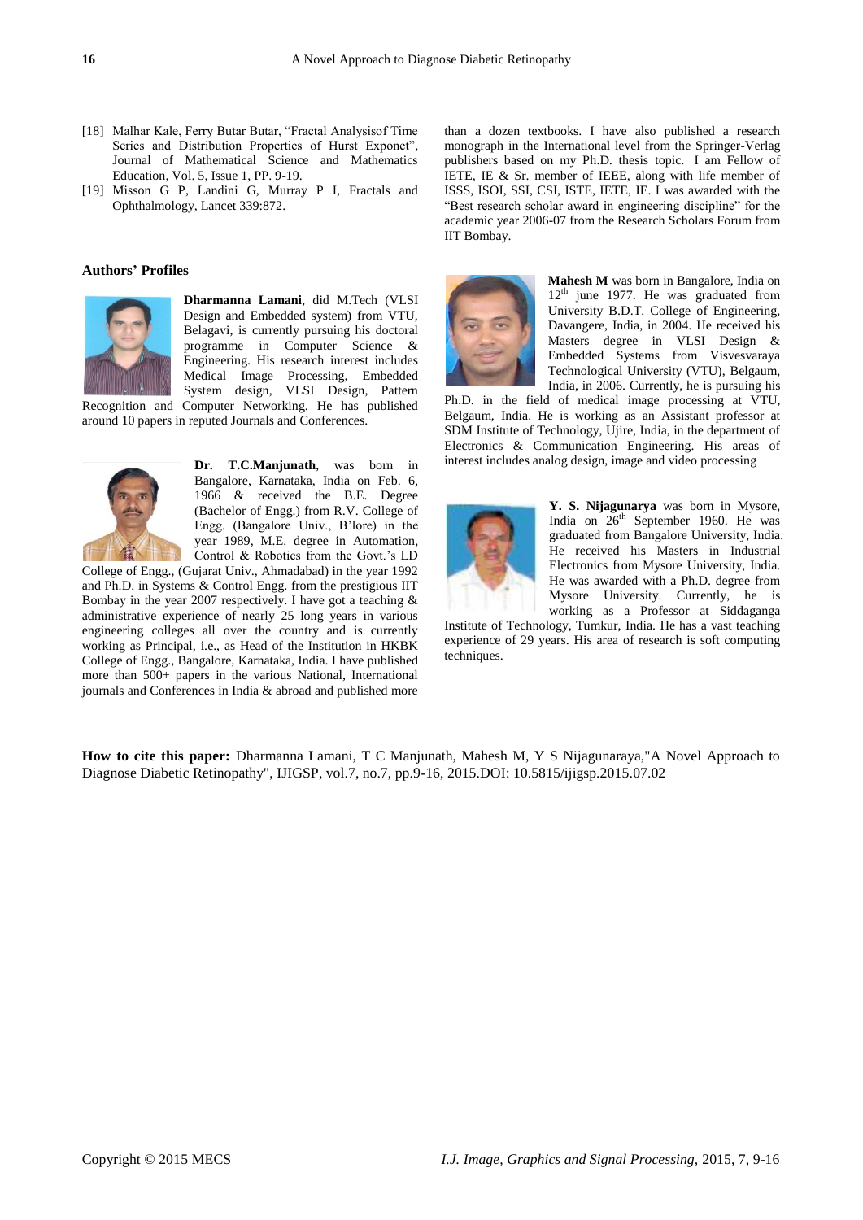[18] Malhar Kale, Ferry Butar Butar, "Fractal Analysisof Time Series and Distribution Properties of Hurst Exponet", Journal of Mathematical Science and Mathematics Education, Vol. 5, Issue 1, PP. 9-19.

[19] Misson G P, Landini G, Murray P I, Fractals and Ophthalmology, Lancet 339:872.

## Authors' Profiles

**Dharmanna Lamani**, did M.Tech (VLSI Design and Embedded system) from VTU, Belagavi, is currently pursuing his doctoral programme in Computer Science & Engineering. His research interest includes Medical Image Processing, Embedded System design, VLSI Design, Pattern Recognition and Computer Networking. He has published around 10 papers in reputed Journals and Conferences.

**Dr. T.C.Manjunath**, was born in Bangalore, Karnataka, India on Feb. 6, 1966 & received the B.E. Degree (Bachelor of Engg.) from R.V. College of Engg. (Bangalore Univ., B'lore) in the year 1989, M.E. degree in Automation, Control & Robotics from the Govt.'s LD College of Engg., (Gujarat Univ., Ahmadabad) in the year 1992 and Ph.D. in Systems & Control Engg. from the prestigious IIT Bombay in the year 2007 respectively. I have got a teaching & administrative experience of nearly 25 long years in various engineering colleges all over the country and is currently working as Principal, i.e., as Head of the Institution in HKBK College of Engg., Bangalore, Karnataka, India. I have published more than 500+ papers in the various National, International journals and Conferences in India & abroad and published more than a dozen textbooks. I have also published a research monograph in the International level from the Springer-Verlag publishers based on my Ph.D. thesis topic. I am Fellow of IETE, IE & Sr. member of IEEE, along with life member of ISSS, ISOI, SSI, CSI, ISTE, IETE, IE. I was awarded with the "Best research scholar award in engineering discipline" for the academic year 2006-07 from the Research Scholars Forum from IIT Bombay.

**Mahesh M** was born in Bangalore, India on 12th june 1977. He was graduated from University B.D.T. College of Engineering, Davangere, India, in 2004. He received his Masters degree in VLSI Design & Embedded Systems from Visvesvaraya Technological University (VTU), Belgaum, India, in 2006. Currently, he is pursuing his Ph.D. in the field of medical image processing at VTU, Belgaum, India. He is working as an Assistant professor at SDM Institute of Technology, Ujire, India, in the department of Electronics & Communication Engineering. His areas of interest includes analog design, image and video processing

**Y. S. Nijagunarya** was born in Mysore, India on 26th September 1960. He was graduated from Bangalore University, India. He received his Masters in Industrial Electronics from Mysore University, India. He was awarded with a Ph.D. degree from Mysore University. Currently, he is working as a Professor at Siddaganga Institute of Technology, Tumkur, India. He has a vast teaching experience of 29 years. His area of research is soft computing techniques.

**How to cite this paper:** Dharmanna Lamani, T C Manjunath, Mahesh M, Y S Nijagunaraya,"A Novel Approach to Diagnose Diabetic Retinopathy", IJIGSP, vol.7, no.7, pp.9-16, 2015.DOI: 10.5815/ijigsp.2015.07.02